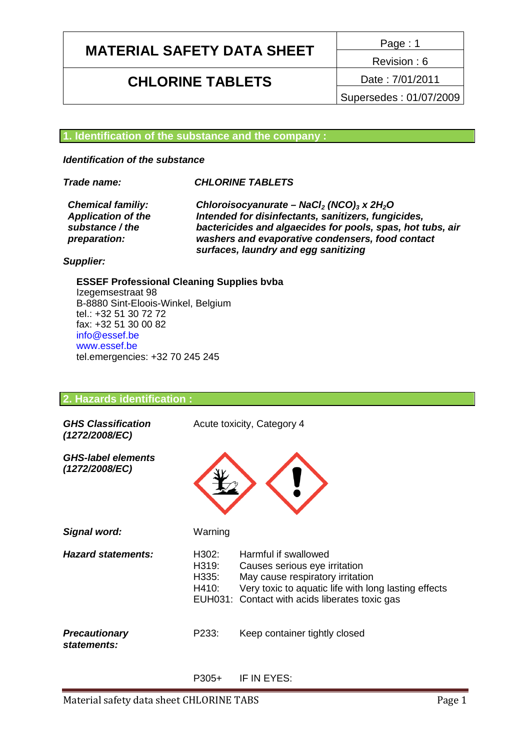# MATERIAL SAFETY DATA SHEET

# CHLORINE TABLETS

| Page : 1 |
|---|
| Revision : 6 |
| Date : 7/01/2011 |
| Supersedes : 01/07/2009 |

## 1. Identification of the substance and the company :

***Identification of the substance***

| | |
|---|---|
| ***Trade name:*** | ***CHLORINE TABLETS*** |
| ***Chemical familiy:*** | ***Chloroisocyanurate – $NaCl_2 (NCO)_3 \times 2H_2O$*** |
| ***Application of the substance / the preparation:*** | ***Intended for disinfectants, sanitizers, fungicides, bactericides and algaecides for pools, spas, hot tubs, air washers and evaporative condensers, food contact surfaces, laundry and egg sanitizing*** |

***Supplier:***

**ESSEF Professional Cleaning Supplies bvba**
Izegemsestraat 98
B-8880 Sint-Eloois-Winkel, Belgium
tel.: +32 51 30 72 72
fax: +32 51 30 00 82
info@essef.be
www.essef.be
tel.emergencies: +32 70 245 245

## 2. Hazards identification :

| | |
|---|---|
| ***GHS Classification (1272/2008/EC)*** | Acute toxicity, Category 4 |
| ***GHS-label elements (1272/2008/EC)*** | |
| ***Signal word:*** | Warning |

***Hazard statements:***

| | |
|---|---|
| H302: | Harmful if swallowed |
| H319: | Causes serious eye irritation |
| H335: | May cause respiratory irritation |
| H410: | Very toxic to aquatic life with long lasting effects |
| EUH031: | Contact with acids liberates toxic gas |

***Precautionary statements:***

| | |
|---|---|
| P233: | Keep container tightly closed |
| P305+ | IF IN EYES: |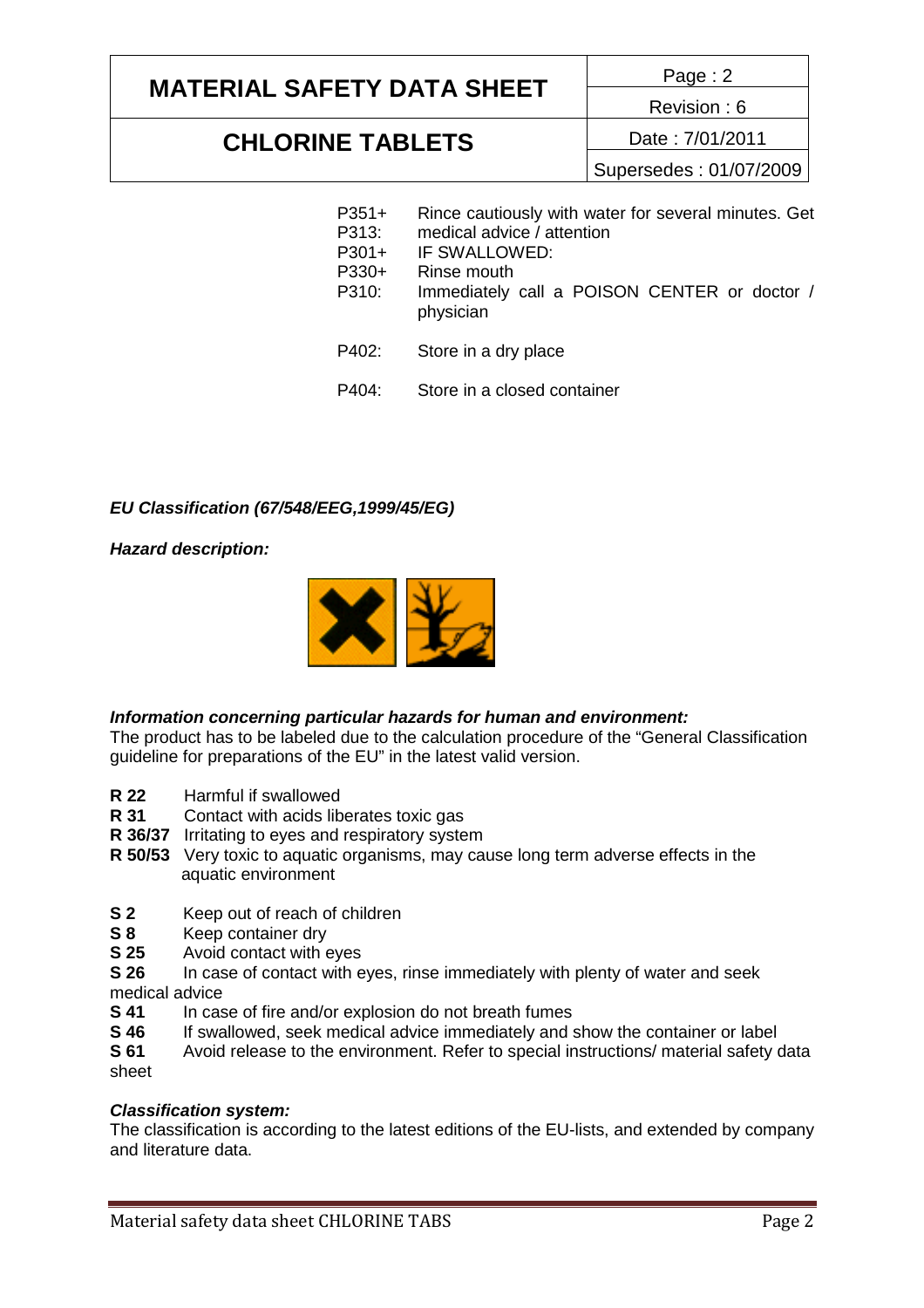| | |
|---|---|
| P351+ P313: | Rince cautiously with water for several minutes. Get medical advice / attention |
| P301+ P330+ P310: | IF SWALLOWED: Rinse mouth Immediately call a POISON CENTER or doctor / physician |
| P402: | Store in a dry place |
| P404: | Store in a closed container |

***EU Classification (67/548/EEG,1999/45/EG)***

***Hazard description:***

***Information concerning particular hazards for human and environment:***

The product has to be labeled due to the calculation procedure of the "General Classification guideline for preparations of the EU" in the latest valid version.

**R 22** Harmful if swallowed
**R 31** Contact with acids liberates toxic gas
**R 36/37** Irritating to eyes and respiratory system
**R 50/53** Very toxic to aquatic organisms, may cause long term adverse effects in the aquatic environment

**S 2** Keep out of reach of children
**S 8** Keep container dry
**S 25** Avoid contact with eyes
**S 26** In case of contact with eyes, rinse immediately with plenty of water and seek medical advice
**S 41** In case of fire and/or explosion do not breath fumes
**S 46** If swallowed, seek medical advice immediately and show the container or label
**S 61** Avoid release to the environment. Refer to special instructions/ material safety data sheet

***Classification system:***

The classification is according to the latest editions of the EU-lists, and extended by company and literature data.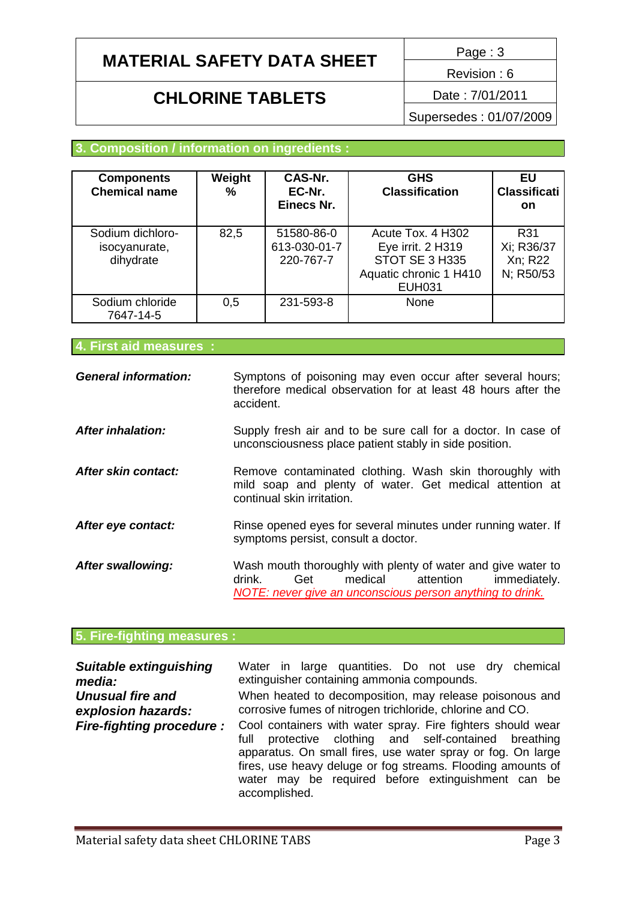## 3. Composition / information on ingredients :

| Components Chemical name | Weight % | CAS-Nr. EC-Nr. Einecs Nr. | GHS Classification | EU Classification |
|---|---|---|---|---|
| Sodium dichloro-isocyanurate, dihydrate | 82,5 | 51580-86-0 613-030-01-7 220-767-7 | Acute Tox. 4 H302 Eye irrit. 2 H319 STOT SE 3 H335 Aquatic chronic 1 H410 EUH031 | R31 Xi; R36/37 Xn; R22 N; R50/53 |
| Sodium chloride 7647-14-5 | 0,5 | 231-593-8 | None | |

## 4. First aid measures :

***General information:*** Symptons of poisoning may even occur after several hours; therefore medical observation for at least 48 hours after the accident.

***After inhalation:*** Supply fresh air and to be sure call for a doctor. In case of unconsciousness place patient stably in side position.

***After skin contact:*** Remove contaminated clothing. Wash skin thoroughly with mild soap and plenty of water. Get medical attention at continual skin irritation.

***After eye contact:*** Rinse opened eyes for several minutes under running water. If symptoms persist, consult a doctor.

***After swallowing:*** Wash mouth thoroughly with plenty of water and give water to drink. Get medical attention immediately. *NOTE: never give an unconscious person anything to drink.*

## 5. Fire-fighting measures :

***Suitable extinguishing media:*** Water in large quantities. Do not use dry chemical extinguisher containing ammonia compounds.

***Unusual fire and explosion hazards:*** When heated to decomposition, may release poisonous and corrosive fumes of nitrogen trichloride, chlorine and CO.

***Fire-fighting procedure :*** Cool containers with water spray. Fire fighters should wear full protective clothing and self-contained breathing apparatus. On small fires, use water spray or fog. On large fires, use heavy deluge or fog streams. Flooding amounts of water may be required before extinguishment can be accomplished.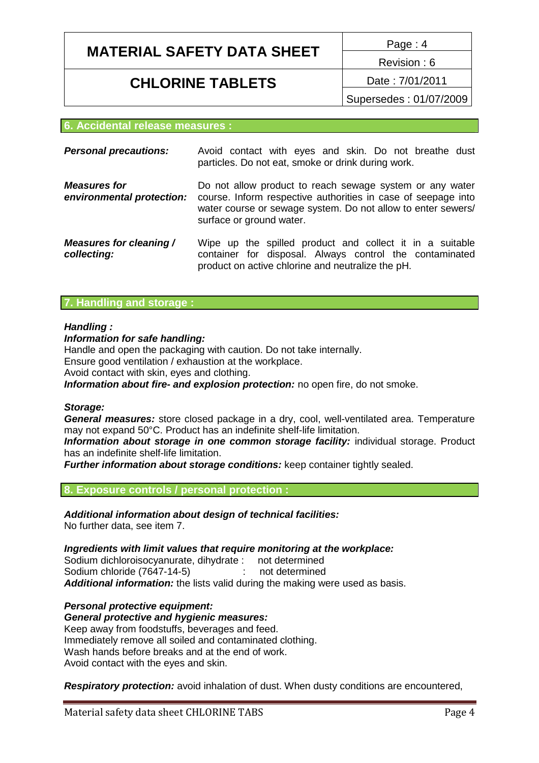## 6. Accidental release measures :

| | |
|---|---|
| ***Personal precautions:*** | Avoid contact with eyes and skin. Do not breathe dust particles. Do not eat, smoke or drink during work. |
| ***Measures for environmental protection:*** | Do not allow product to reach sewage system or any water course. Inform respective authorities in case of seepage into water course or sewage system. Do not allow to enter sewers/ surface or ground water. |
| ***Measures for cleaning / collecting:*** | Wipe up the spilled product and collect it in a suitable container for disposal. Always control the contaminated product on active chlorine and neutralize the pH. |

## 7. Handling and storage :

***Handling :***

***Information for safe handling:***

Handle and open the packaging with caution. Do not take internally.
Ensure good ventilation / exhaustion at the workplace.
Avoid contact with skin, eyes and clothing.

***Information about fire- and explosion protection:*** no open fire, do not smoke.

***Storage:***

***General measures:*** store closed package in a dry, cool, well-ventilated area. Temperature may not expand 50°C. Product has an indefinite shelf-life limitation.

***Information about storage in one common storage facility:*** individual storage. Product has an indefinite shelf-life limitation.

***Further information about storage conditions:*** keep container tightly sealed.

## 8. Exposure controls / personal protection :

***Additional information about design of technical facilities:***
No further data, see item 7.

***Ingredients with limit values that require monitoring at the workplace:***

Sodium dichloroisocyanurate, dihydrate : not determined
Sodium chloride (7647-14-5) : not determined

***Additional information:*** the lists valid during the making were used as basis.

***Personal protective equipment:***

***General protective and hygienic measures:***

Keep away from foodstuffs, beverages and feed.
Immediately remove all soiled and contaminated clothing.
Wash hands before breaks and at the end of work.
Avoid contact with the eyes and skin.

***Respiratory protection:*** avoid inhalation of dust. When dusty conditions are encountered,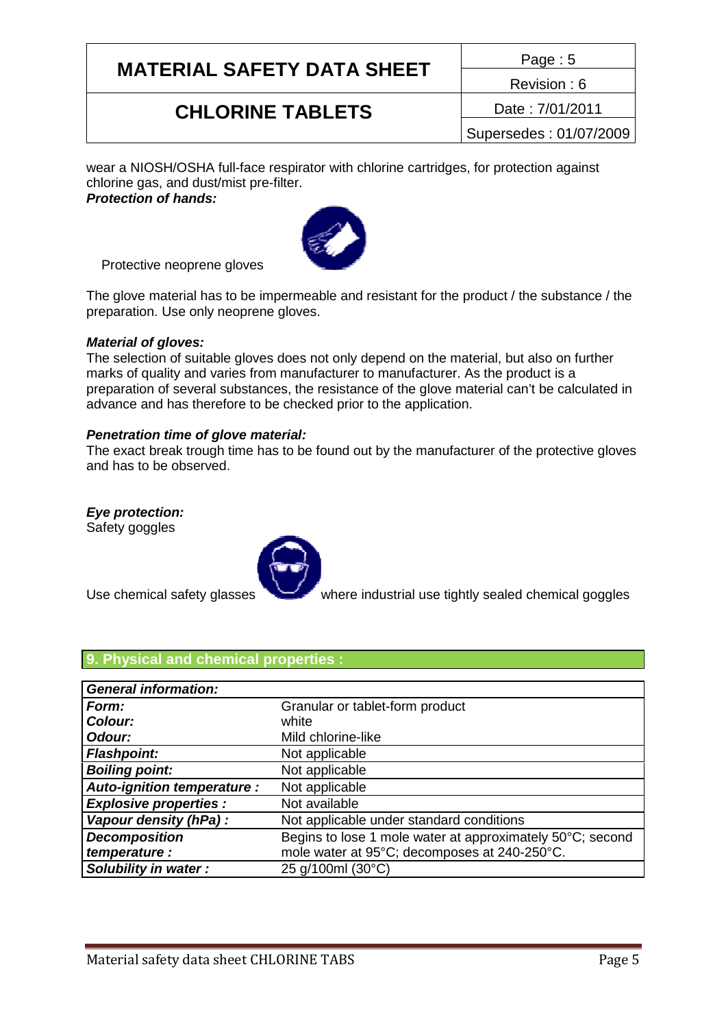wear a NIOSH/OSHA full-face respirator with chlorine cartridges, for protection against chlorine gas, and dust/mist pre-filter.

***Protection of hands:***

Protective neoprene gloves

The glove material has to be impermeable and resistant for the product / the substance / the preparation. Use only neoprene gloves.

***Material of gloves:***

The selection of suitable gloves does not only depend on the material, but also on further marks of quality and varies from manufacturer to manufacturer. As the product is a preparation of several substances, the resistance of the glove material can't be calculated in advance and has therefore to be checked prior to the application.

***Penetration time of glove material:***

The exact break trough time has to be found out by the manufacturer of the protective gloves and has to be observed.

***Eye protection:***

Safety goggles

Use chemical safety glasses where industrial use tightly sealed chemical goggles

## 9. Physical and chemical properties :

| ***General information:*** | |
|---|---|
| ***Form:*** | Granular or tablet-form product |
| ***Colour:*** | white |
| ***Odour:*** | Mild chlorine-like |
| ***Flashpoint:*** | Not applicable |
| ***Boiling point:*** | Not applicable |
| ***Auto-ignition temperature :*** | Not applicable |
| ***Explosive properties :*** | Not available |
| ***Vapour density (hPa) :*** | Not applicable under standard conditions |
| ***Decomposition temperature :*** | Begins to lose 1 mole water at approximately 50°C; second mole water at 95°C; decomposes at 240-250°C. |
| ***Solubility in water :*** | 25 g/100ml (30°C) |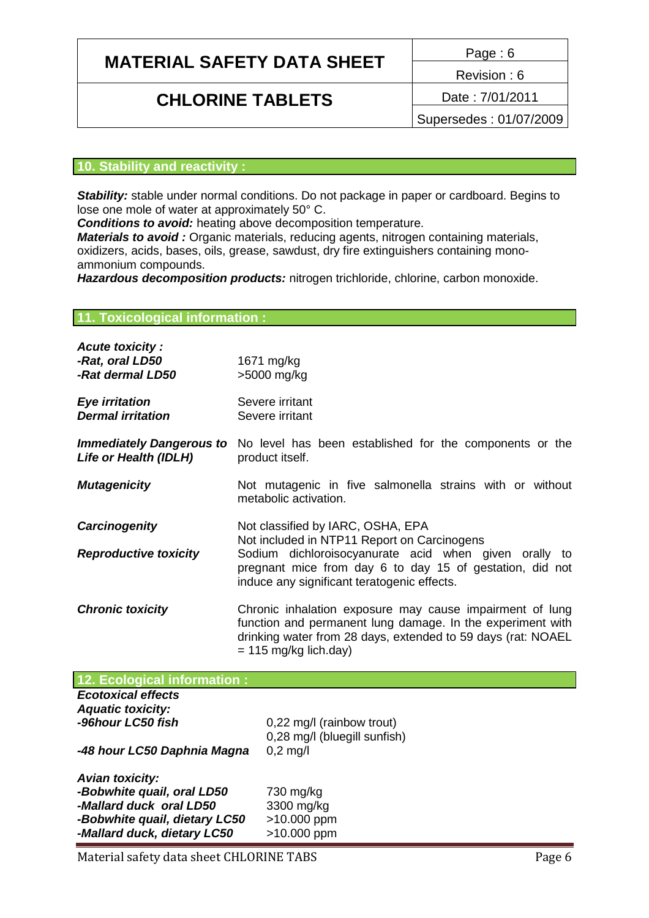## 10. Stability and reactivity :

***Stability:*** stable under normal conditions. Do not package in paper or cardboard. Begins to lose one mole of water at approximately 50° C.
***Conditions to avoid:*** heating above decomposition temperature.
***Materials to avoid :*** Organic materials, reducing agents, nitrogen containing materials, oxidizers, acids, bases, oils, grease, sawdust, dry fire extinguishers containing mono-ammonium compounds.
***Hazardous decomposition products:*** nitrogen trichloride, chlorine, carbon monoxide.

## 11. Toxicological information :

| | |
|---|---|
| ***Acute toxicity :*** | |
| ***-Rat, oral LD50*** | 1671 mg/kg |
| ***-Rat dermal LD50*** | >5000 mg/kg |
| ***Eye irritation*** | Severe irritant |
| ***Dermal irritation*** | Severe irritant |
| ***Immediately Dangerous to Life or Health (IDLH)*** | No level has been established for the components or the product itself. |
| ***Mutagenicity*** | Not mutagenic in five salmonella strains with or without metabolic activation. |
| ***Carcinogenity*** | Not classified by IARC, OSHA, EPA<br>Not included in NTP11 Report on Carcinogens |
| ***Reproductive toxicity*** | Sodium dichloroisocyanurate acid when given orally to pregnant mice from day 6 to day 15 of gestation, did not induce any significant teratogenic effects. |
| ***Chronic toxicity*** | Chronic inhalation exposure may cause impairment of lung function and permanent lung damage. In the experiment with drinking water from 28 days, extended to 59 days (rat: NOAEL = 115 mg/kg lich.day) |

## 12. Ecological information :

| | |
|---|---|
| ***Ecotoxical effects*** | |
| ***Aquatic toxicity:*** | |
| ***-96hour LC50 fish*** | 0,22 mg/l (rainbow trout)<br>0,28 mg/l (bluegill sunfish) |
| ***-48 hour LC50 Daphnia Magna*** | 0,2 mg/l |
| ***Avian toxicity:*** | |
| ***-Bobwhite quail, oral LD50*** | 730 mg/kg |
| ***-Mallard duck oral LD50*** | 3300 mg/kg |
| ***-Bobwhite quail, dietary LC50*** | >10.000 ppm |
| ***-Mallard duck, dietary LC50*** | >10.000 ppm |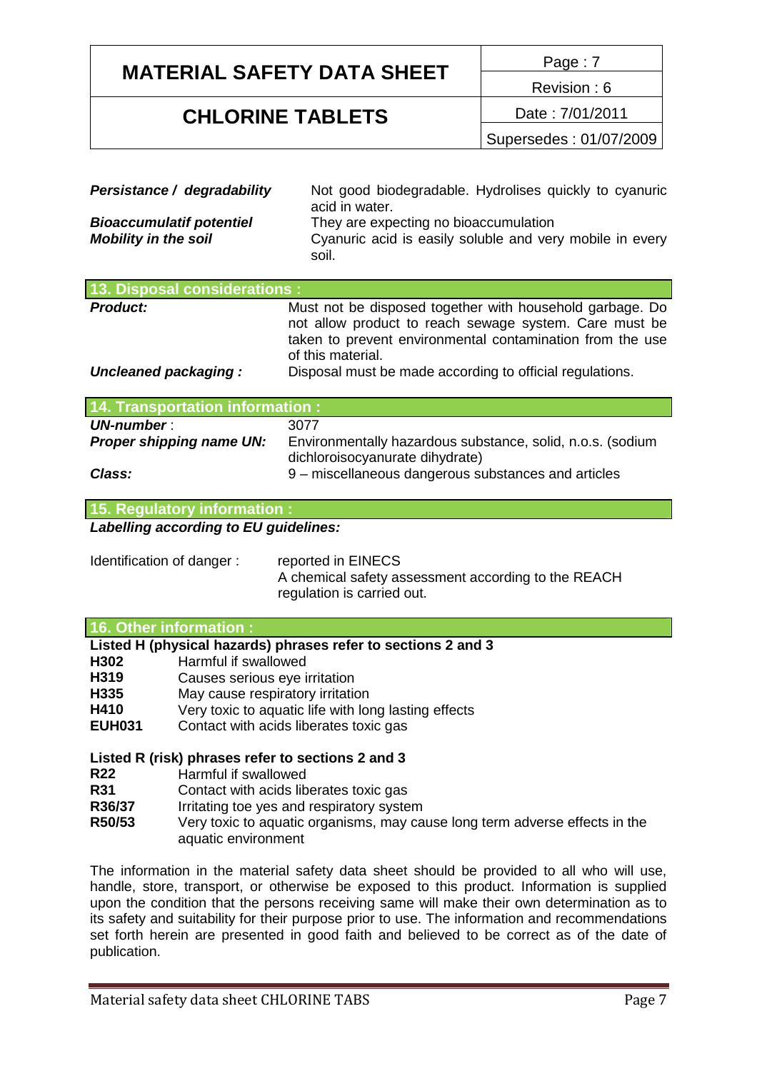| | |
|---|---|
| ***Persistance / degradability*** | Not good biodegradable. Hydrolises quickly to cyanuric acid in water. |
| ***Bioaccumulatif potentiel*** | They are expecting no bioaccumulation |
| ***Mobility in the soil*** | Cyanuric acid is easily soluble and very mobile in every soil. |

## 13. Disposal considerations :

| | |
|---|---|
| ***Product:*** | Must not be disposed together with household garbage. Do not allow product to reach sewage system. Care must be taken to prevent environmental contamination from the use of this material. |
| ***Uncleaned packaging :*** | Disposal must be made according to official regulations. |

## 14. Transportation information :

| | |
|---|---|
| ***UN-number*** : | 3077 |
| ***Proper shipping name UN:*** | Environmentally hazardous substance, solid, n.o.s. (sodium dichloroisocyanurate dihydrate) |
| ***Class:*** | 9 – miscellaneous dangerous substances and articles |

## 15. Regulatory information :

***Labelling according to EU guidelines:***

| | |
|---|---|
| Identification of danger : | reported in EINECS<br>A chemical safety assessment according to the REACH regulation is carried out. |

## 16. Other information :

**Listed H (physical hazards) phrases refer to sections 2 and 3**

| | |
|---|---|
| **H302** | Harmful if swallowed |
| **H319** | Causes serious eye irritation |
| **H335** | May cause respiratory irritation |
| **H410** | Very toxic to aquatic life with long lasting effects |
| **EUH031** | Contact with acids liberates toxic gas |

**Listed R (risk) phrases refer to sections 2 and 3**

| | |
|---|---|
| **R22** | Harmful if swallowed |
| **R31** | Contact with acids liberates toxic gas |
| **R36/37** | Irritating toe yes and respiratory system |
| **R50/53** | Very toxic to aquatic organisms, may cause long term adverse effects in the aquatic environment |

The information in the material safety data sheet should be provided to all who will use, handle, store, transport, or otherwise be exposed to this product. Information is supplied upon the condition that the persons receiving same will make their own determination as to its safety and suitability for their purpose prior to use. The information and recommendations set forth herein are presented in good faith and believed to be correct as of the date of publication.